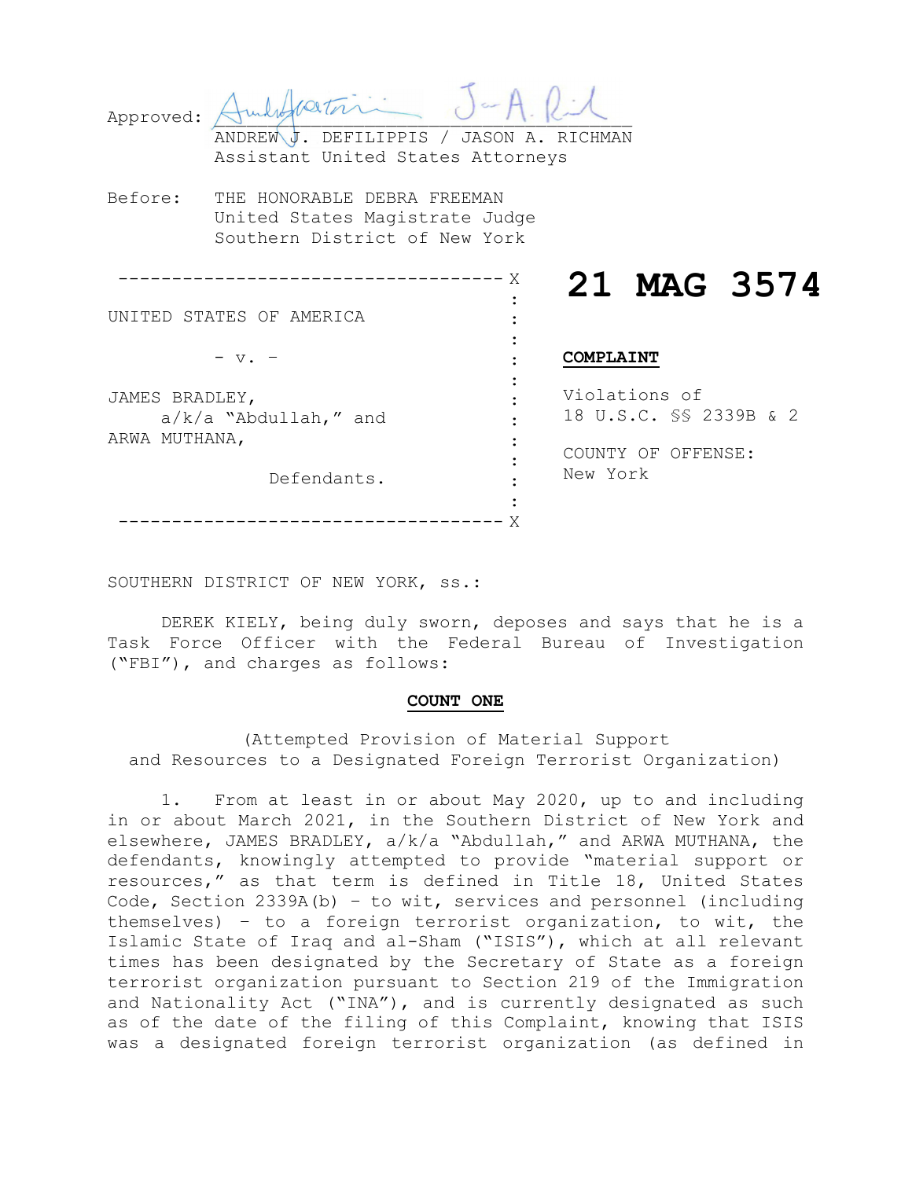Approved: ______________________________
ANDREW J. DEFILIPPIS / JASON A. RICHMAN
Assistant United States Attorneys

Before: THE HONORABLE DEBRA FREEMAN
United States Magistrate Judge
Southern District of New York

**21 MAG 3574**

UNITED STATES OF AMERICA

- v. -

JAMES BRADLEY,
a/k/a "Abdullah," and
ARWA MUTHANA,

Defendants.

**COMPLAINT**

Violations of
18 U.S.C. §§ 2339B & 2

COUNTY OF OFFENSE:
New York

SOUTHERN DISTRICT OF NEW YORK, ss.:

DEREK KIELY, being duly sworn, deposes and says that he is a Task Force Officer with the Federal Bureau of Investigation ("FBI"), and charges as follows:

## COUNT ONE

(Attempted Provision of Material Support and Resources to a Designated Foreign Terrorist Organization)

1. From at least in or about May 2020, up to and including in or about March 2021, in the Southern District of New York and elsewhere, JAMES BRADLEY, a/k/a "Abdullah," and ARWA MUTHANA, the defendants, knowingly attempted to provide "material support or resources," as that term is defined in Title 18, United States Code, Section 2339A(b) – to wit, services and personnel (including themselves) – to a foreign terrorist organization, to wit, the Islamic State of Iraq and al-Sham ("ISIS"), which at all relevant times has been designated by the Secretary of State as a foreign terrorist organization pursuant to Section 219 of the Immigration and Nationality Act ("INA"), and is currently designated as such as of the date of the filing of this Complaint, knowing that ISIS was a designated foreign terrorist organization (as defined in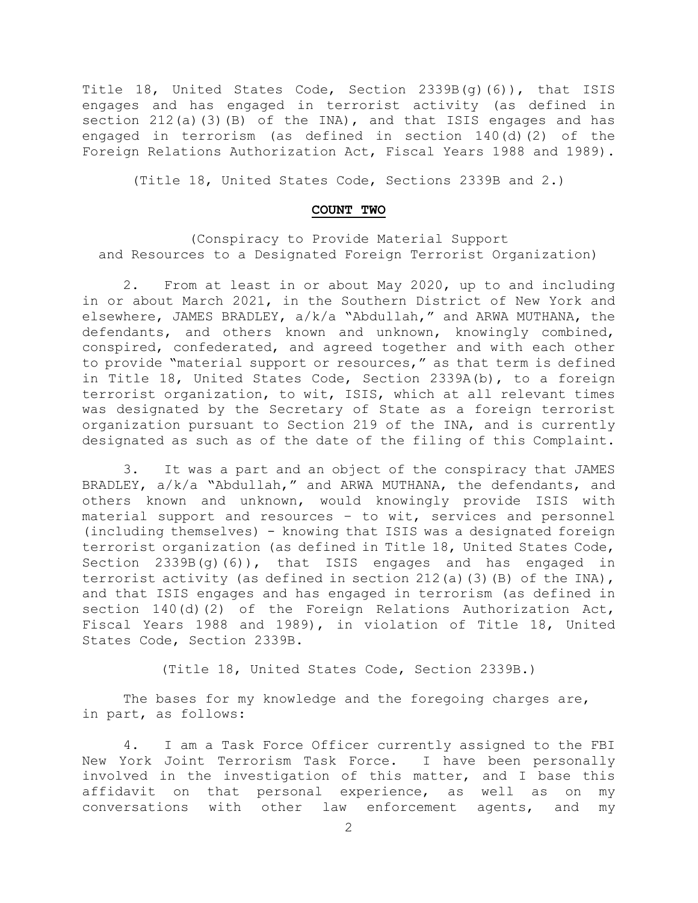Title 18, United States Code, Section 2339B(g)(6)), that ISIS engages and has engaged in terrorist activity (as defined in section 212(a)(3)(B) of the INA), and that ISIS engages and has engaged in terrorism (as defined in section 140(d)(2) of the Foreign Relations Authorization Act, Fiscal Years 1988 and 1989).

(Title 18, United States Code, Sections 2339B and 2.)

**COUNT TWO**

(Conspiracy to Provide Material Support and Resources to a Designated Foreign Terrorist Organization)

2. From at least in or about May 2020, up to and including in or about March 2021, in the Southern District of New York and elsewhere, JAMES BRADLEY, a/k/a "Abdullah," and ARWA MUTHANA, the defendants, and others known and unknown, knowingly combined, conspired, confederated, and agreed together and with each other to provide "material support or resources," as that term is defined in Title 18, United States Code, Section 2339A(b), to a foreign terrorist organization, to wit, ISIS, which at all relevant times was designated by the Secretary of State as a foreign terrorist organization pursuant to Section 219 of the INA, and is currently designated as such as of the date of the filing of this Complaint.

3. It was a part and an object of the conspiracy that JAMES BRADLEY, a/k/a "Abdullah," and ARWA MUTHANA, the defendants, and others known and unknown, would knowingly provide ISIS with material support and resources – to wit, services and personnel (including themselves) - knowing that ISIS was a designated foreign terrorist organization (as defined in Title 18, United States Code, Section 2339B(g)(6)), that ISIS engages and has engaged in terrorist activity (as defined in section 212(a)(3)(B) of the INA), and that ISIS engages and has engaged in terrorism (as defined in section 140(d)(2) of the Foreign Relations Authorization Act, Fiscal Years 1988 and 1989), in violation of Title 18, United States Code, Section 2339B.

(Title 18, United States Code, Section 2339B.)

The bases for my knowledge and the foregoing charges are, in part, as follows:

4. I am a Task Force Officer currently assigned to the FBI New York Joint Terrorism Task Force. I have been personally involved in the investigation of this matter, and I base this affidavit on that personal experience, as well as on my conversations with other law enforcement agents, and my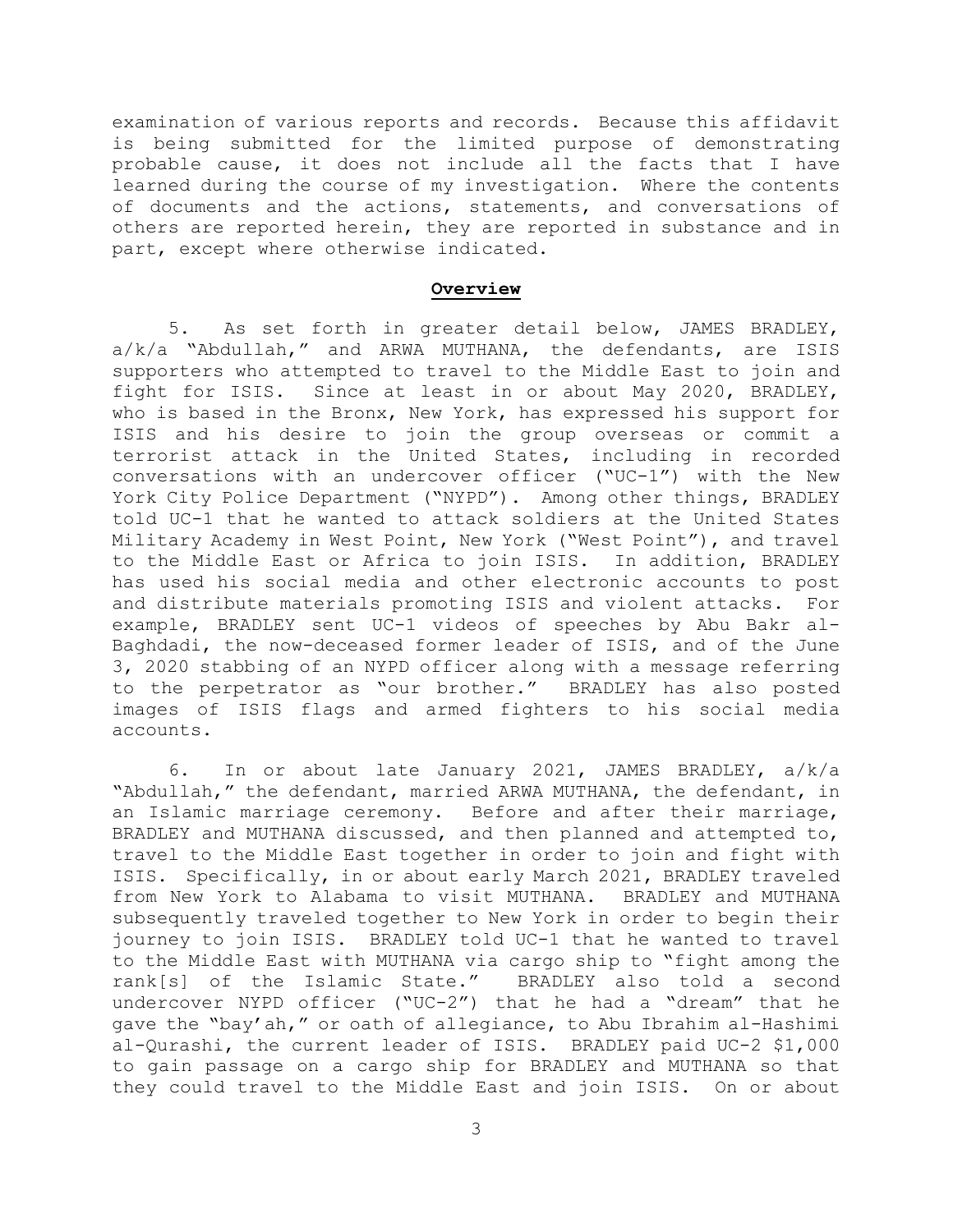examination of various reports and records. Because this affidavit is being submitted for the limited purpose of demonstrating probable cause, it does not include all the facts that I have learned during the course of my investigation. Where the contents of documents and the actions, statements, and conversations of others are reported herein, they are reported in substance and in part, except where otherwise indicated.

## **Overview**

5. As set forth in greater detail below, JAMES BRADLEY, a/k/a "Abdullah," and ARWA MUTHANA, the defendants, are ISIS supporters who attempted to travel to the Middle East to join and fight for ISIS. Since at least in or about May 2020, BRADLEY, who is based in the Bronx, New York, has expressed his support for ISIS and his desire to join the group overseas or commit a terrorist attack in the United States, including in recorded conversations with an undercover officer ("UC-1") with the New York City Police Department ("NYPD"). Among other things, BRADLEY told UC-1 that he wanted to attack soldiers at the United States Military Academy in West Point, New York ("West Point"), and travel to the Middle East or Africa to join ISIS. In addition, BRADLEY has used his social media and other electronic accounts to post and distribute materials promoting ISIS and violent attacks. For example, BRADLEY sent UC-1 videos of speeches by Abu Bakr al-Baghdadi, the now-deceased former leader of ISIS, and of the June 3, 2020 stabbing of an NYPD officer along with a message referring to the perpetrator as "our brother." BRADLEY has also posted images of ISIS flags and armed fighters to his social media accounts.

6. In or about late January 2021, JAMES BRADLEY, a/k/a "Abdullah," the defendant, married ARWA MUTHANA, the defendant, in an Islamic marriage ceremony. Before and after their marriage, BRADLEY and MUTHANA discussed, and then planned and attempted to, travel to the Middle East together in order to join and fight with ISIS. Specifically, in or about early March 2021, BRADLEY traveled from New York to Alabama to visit MUTHANA. BRADLEY and MUTHANA subsequently traveled together to New York in order to begin their journey to join ISIS. BRADLEY told UC-1 that he wanted to travel to the Middle East with MUTHANA via cargo ship to "fight among the rank[s] of the Islamic State." BRADLEY also told a second undercover NYPD officer ("UC-2") that he had a "dream" that he gave the "bay'ah," or oath of allegiance, to Abu Ibrahim al-Hashimi al-Qurashi, the current leader of ISIS. BRADLEY paid UC-2 $1,000 to gain passage on a cargo ship for BRADLEY and MUTHANA so that they could travel to the Middle East and join ISIS. On or about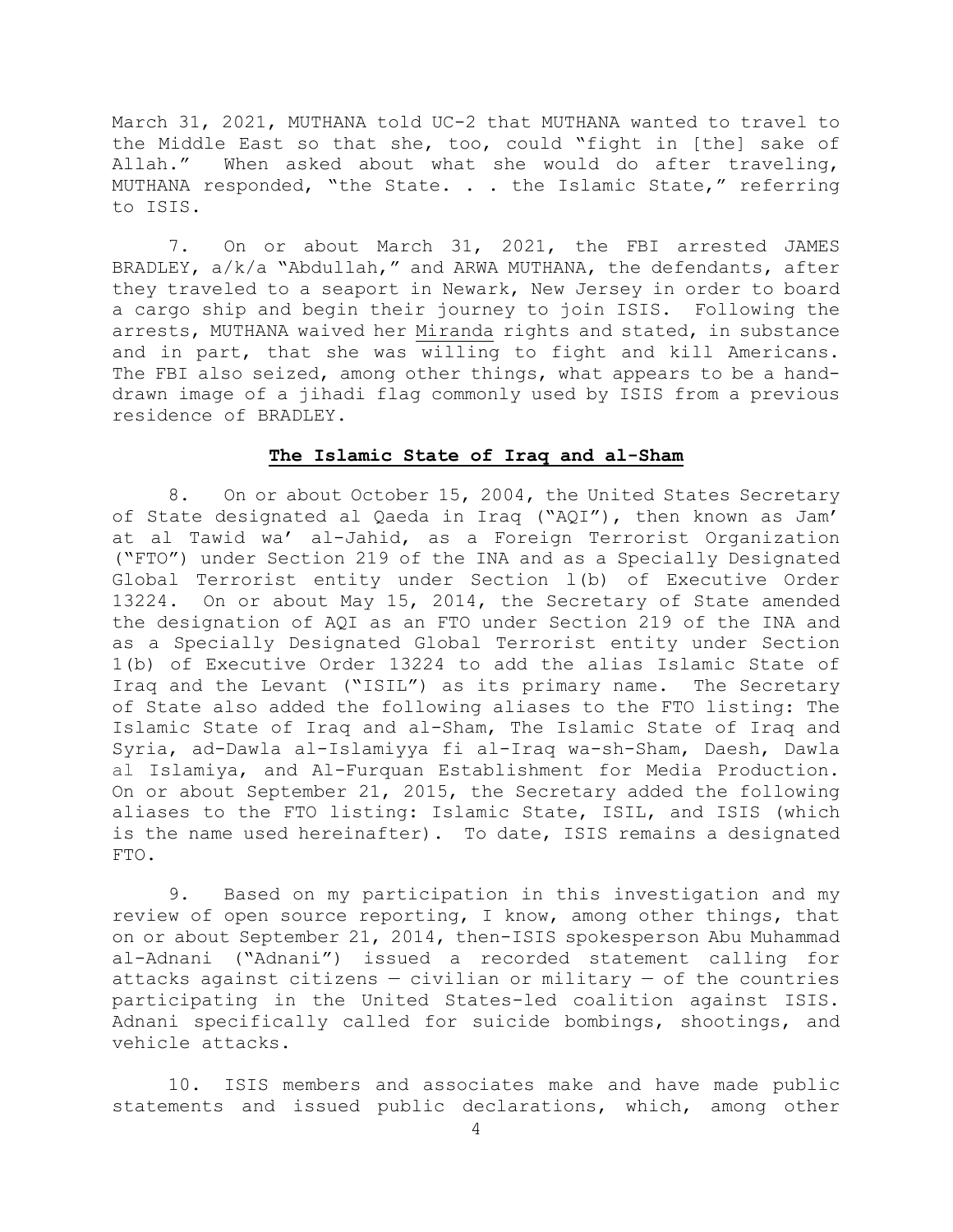March 31, 2021, MUTHANA told UC-2 that MUTHANA wanted to travel to the Middle East so that she, too, could "fight in [the] sake of Allah." When asked about what she would do after traveling, MUTHANA responded, "the State. . . the Islamic State," referring to ISIS.

7. On or about March 31, 2021, the FBI arrested JAMES BRADLEY, a/k/a "Abdullah," and ARWA MUTHANA, the defendants, after they traveled to a seaport in Newark, New Jersey in order to board a cargo ship and begin their journey to join ISIS. Following the arrests, MUTHANA waived her Miranda rights and stated, in substance and in part, that she was willing to fight and kill Americans. The FBI also seized, among other things, what appears to be a hand-drawn image of a jihadi flag commonly used by ISIS from a previous residence of BRADLEY.

**The Islamic State of Iraq and al-Sham**

8. On or about October 15, 2004, the United States Secretary of State designated al Qaeda in Iraq ("AQI"), then known as Jam' at al Tawid wa' al-Jahid, as a Foreign Terrorist Organization ("FTO") under Section 219 of the INA and as a Specially Designated Global Terrorist entity under Section 1(b) of Executive Order 13224. On or about May 15, 2014, the Secretary of State amended the designation of AQI as an FTO under Section 219 of the INA and as a Specially Designated Global Terrorist entity under Section 1(b) of Executive Order 13224 to add the alias Islamic State of Iraq and the Levant ("ISIL") as its primary name. The Secretary of State also added the following aliases to the FTO listing: The Islamic State of Iraq and al-Sham, The Islamic State of Iraq and Syria, ad-Dawla al-Islamiyya fi al-Iraq wa-sh-Sham, Daesh, Dawla al Islamiya, and Al-Furquan Establishment for Media Production. On or about September 21, 2015, the Secretary added the following aliases to the FTO listing: Islamic State, ISIL, and ISIS (which is the name used hereinafter). To date, ISIS remains a designated FTO.

9. Based on my participation in this investigation and my review of open source reporting, I know, among other things, that on or about September 21, 2014, then-ISIS spokesperson Abu Muhammad al-Adnani ("Adnani") issued a recorded statement calling for attacks against citizens — civilian or military — of the countries participating in the United States-led coalition against ISIS. Adnani specifically called for suicide bombings, shootings, and vehicle attacks.

10. ISIS members and associates make and have made public statements and issued public declarations, which, among other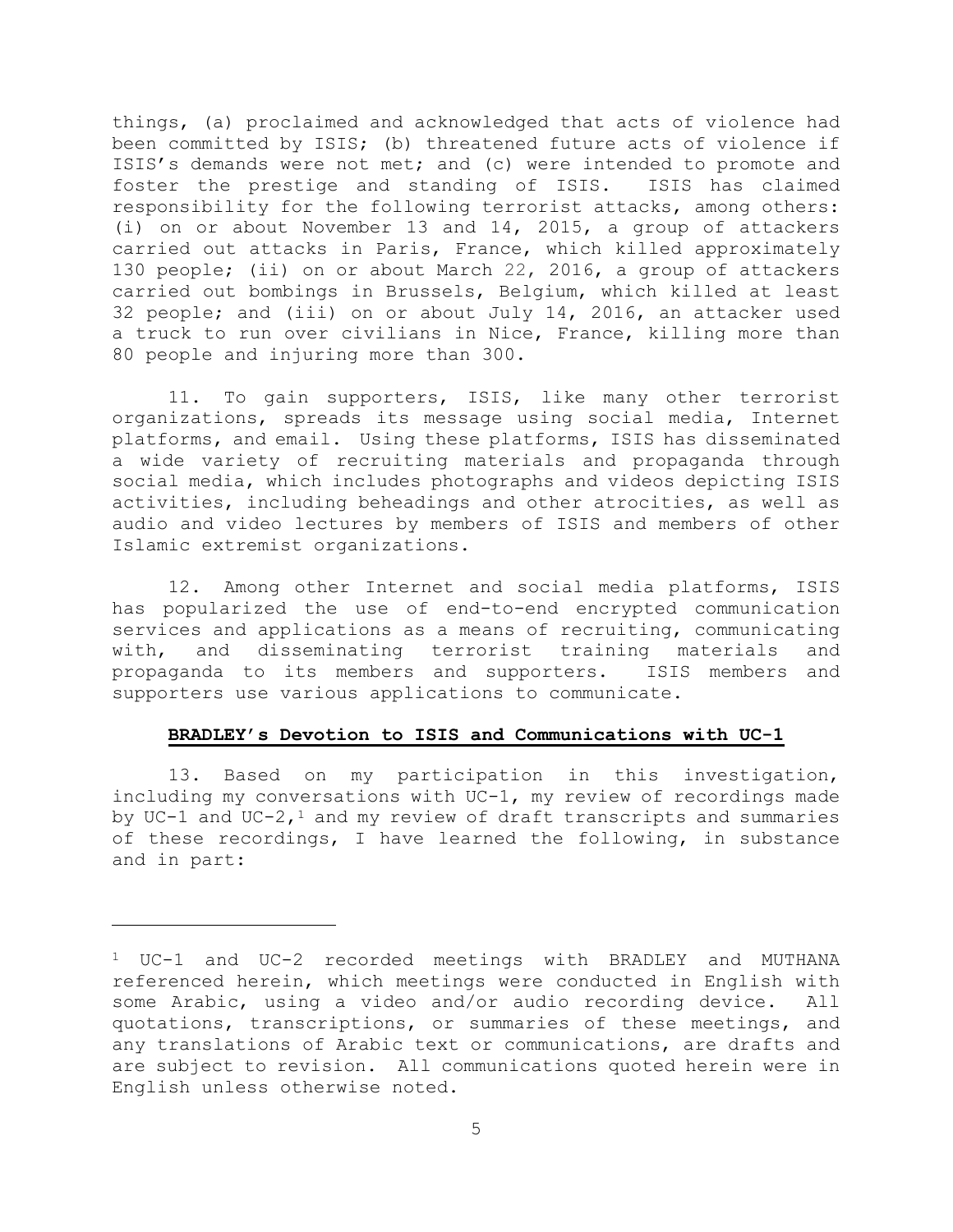things, (a) proclaimed and acknowledged that acts of violence had been committed by ISIS; (b) threatened future acts of violence if ISIS's demands were not met; and (c) were intended to promote and foster the prestige and standing of ISIS. ISIS has claimed responsibility for the following terrorist attacks, among others: (i) on or about November 13 and 14, 2015, a group of attackers carried out attacks in Paris, France, which killed approximately 130 people; (ii) on or about March 22, 2016, a group of attackers carried out bombings in Brussels, Belgium, which killed at least 32 people; and (iii) on or about July 14, 2016, an attacker used a truck to run over civilians in Nice, France, killing more than 80 people and injuring more than 300.

11. To gain supporters, ISIS, like many other terrorist organizations, spreads its message using social media, Internet platforms, and email. Using these platforms, ISIS has disseminated a wide variety of recruiting materials and propaganda through social media, which includes photographs and videos depicting ISIS activities, including beheadings and other atrocities, as well as audio and video lectures by members of ISIS and members of other Islamic extremist organizations.

12. Among other Internet and social media platforms, ISIS has popularized the use of end-to-end encrypted communication services and applications as a means of recruiting, communicating with, and disseminating terrorist training materials and propaganda to its members and supporters. ISIS members and supporters use various applications to communicate.

**BRADLEY's Devotion to ISIS and Communications with UC-1**

13. Based on my participation in this investigation, including my conversations with UC-1, my review of recordings made by UC-1 and UC-2,[1] and my review of draft transcripts and summaries of these recordings, I have learned the following, in substance and in part:

[1] UC-1 and UC-2 recorded meetings with BRADLEY and MUTHANA referenced herein, which meetings were conducted in English with some Arabic, using a video and/or audio recording device. All quotations, transcriptions, or summaries of these meetings, and any translations of Arabic text or communications, are drafts and are subject to revision. All communications quoted herein were in English unless otherwise noted.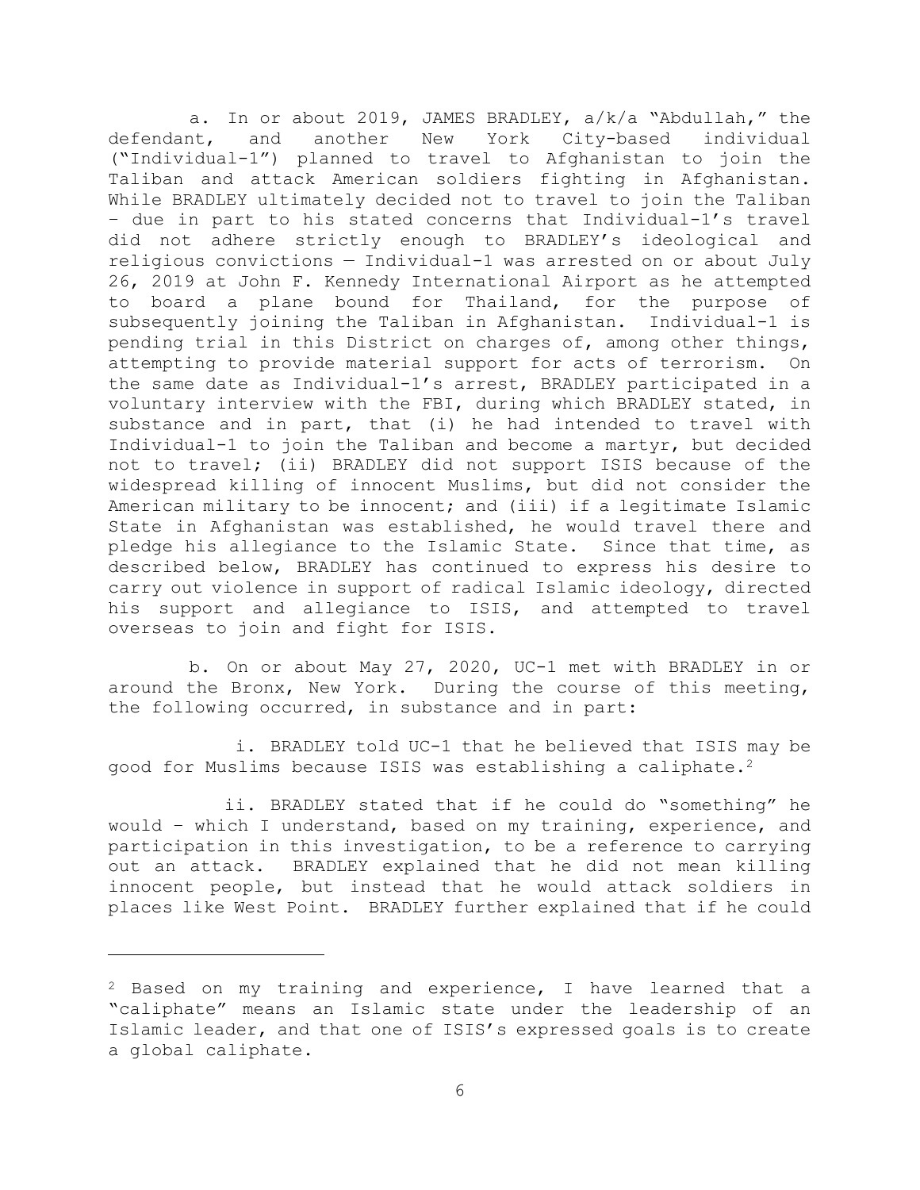a. In or about 2019, JAMES BRADLEY, a/k/a "Abdullah," the defendant, and another New York City-based individual ("Individual-1") planned to travel to Afghanistan to join the Taliban and attack American soldiers fighting in Afghanistan. While BRADLEY ultimately decided not to travel to join the Taliban – due in part to his stated concerns that Individual-1's travel did not adhere strictly enough to BRADLEY's ideological and religious convictions — Individual-1 was arrested on or about July 26, 2019 at John F. Kennedy International Airport as he attempted to board a plane bound for Thailand, for the purpose of subsequently joining the Taliban in Afghanistan. Individual-1 is pending trial in this District on charges of, among other things, attempting to provide material support for acts of terrorism. On the same date as Individual-1's arrest, BRADLEY participated in a voluntary interview with the FBI, during which BRADLEY stated, in substance and in part, that (i) he had intended to travel with Individual-1 to join the Taliban and become a martyr, but decided not to travel; (ii) BRADLEY did not support ISIS because of the widespread killing of innocent Muslims, but did not consider the American military to be innocent; and (iii) if a legitimate Islamic State in Afghanistan was established, he would travel there and pledge his allegiance to the Islamic State. Since that time, as described below, BRADLEY has continued to express his desire to carry out violence in support of radical Islamic ideology, directed his support and allegiance to ISIS, and attempted to travel overseas to join and fight for ISIS.

b. On or about May 27, 2020, UC-1 met with BRADLEY in or around the Bronx, New York. During the course of this meeting, the following occurred, in substance and in part:

i. BRADLEY told UC-1 that he believed that ISIS may be good for Muslims because ISIS was establishing a caliphate.[2]

ii. BRADLEY stated that if he could do "something" he would – which I understand, based on my training, experience, and participation in this investigation, to be a reference to carrying out an attack. BRADLEY explained that he did not mean killing innocent people, but instead that he would attack soldiers in places like West Point. BRADLEY further explained that if he could

[2] Based on my training and experience, I have learned that a "caliphate" means an Islamic state under the leadership of an Islamic leader, and that one of ISIS's expressed goals is to create a global caliphate.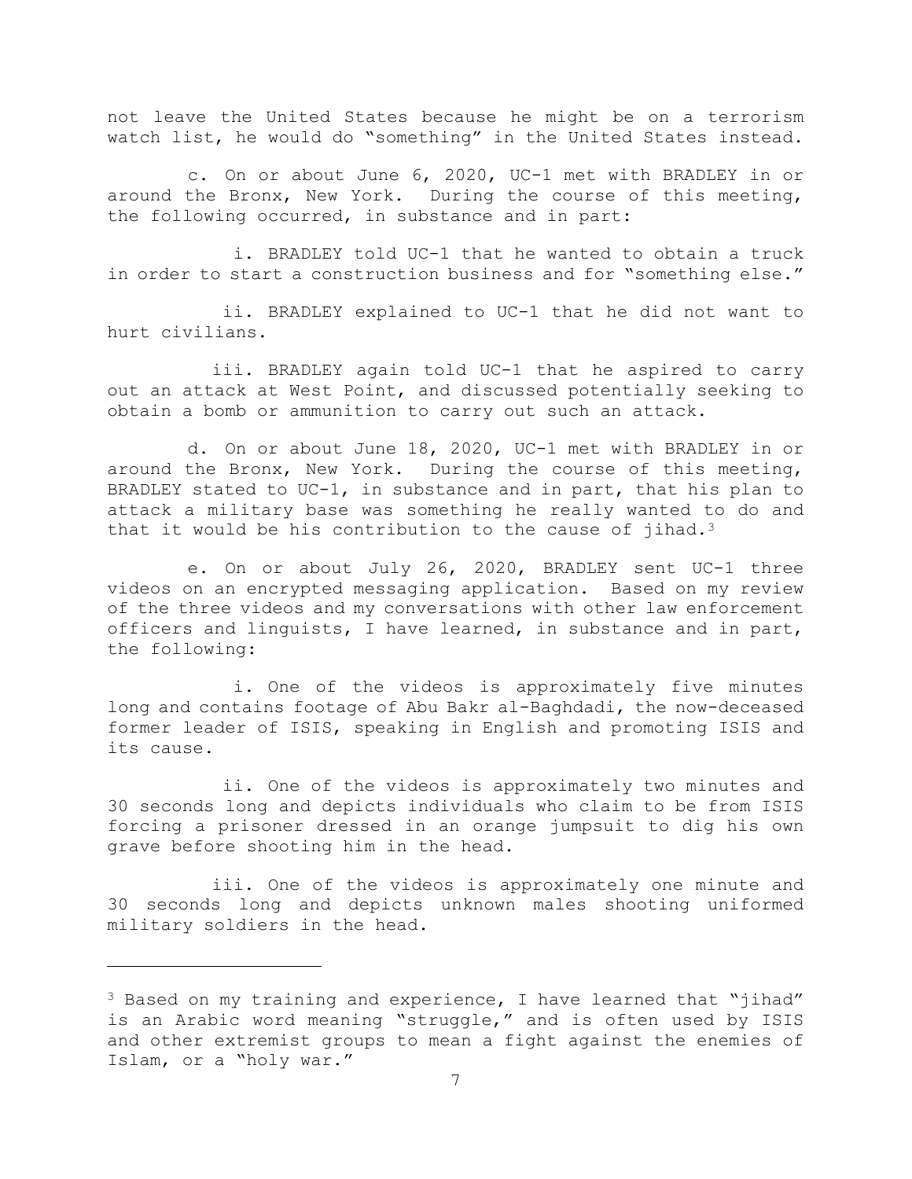not leave the United States because he might be on a terrorism watch list, he would do "something" in the United States instead.

c. On or about June 6, 2020, UC-1 met with BRADLEY in or around the Bronx, New York. During the course of this meeting, the following occurred, in substance and in part:

i. BRADLEY told UC-1 that he wanted to obtain a truck in order to start a construction business and for "something else."

ii. BRADLEY explained to UC-1 that he did not want to hurt civilians.

iii. BRADLEY again told UC-1 that he aspired to carry out an attack at West Point, and discussed potentially seeking to obtain a bomb or ammunition to carry out such an attack.

d. On or about June 18, 2020, UC-1 met with BRADLEY in or around the Bronx, New York. During the course of this meeting, BRADLEY stated to UC-1, in substance and in part, that his plan to attack a military base was something he really wanted to do and that it would be his contribution to the cause of jihad.[3]

e. On or about July 26, 2020, BRADLEY sent UC-1 three videos on an encrypted messaging application. Based on my review of the three videos and my conversations with other law enforcement officers and linguists, I have learned, in substance and in part, the following:

i. One of the videos is approximately five minutes long and contains footage of Abu Bakr al-Baghdadi, the now-deceased former leader of ISIS, speaking in English and promoting ISIS and its cause.

ii. One of the videos is approximately two minutes and 30 seconds long and depicts individuals who claim to be from ISIS forcing a prisoner dressed in an orange jumpsuit to dig his own grave before shooting him in the head.

iii. One of the videos is approximately one minute and 30 seconds long and depicts unknown males shooting uniformed military soldiers in the head.

---

[3] Based on my training and experience, I have learned that "jihad" is an Arabic word meaning "struggle," and is often used by ISIS and other extremist groups to mean a fight against the enemies of Islam, or a "holy war."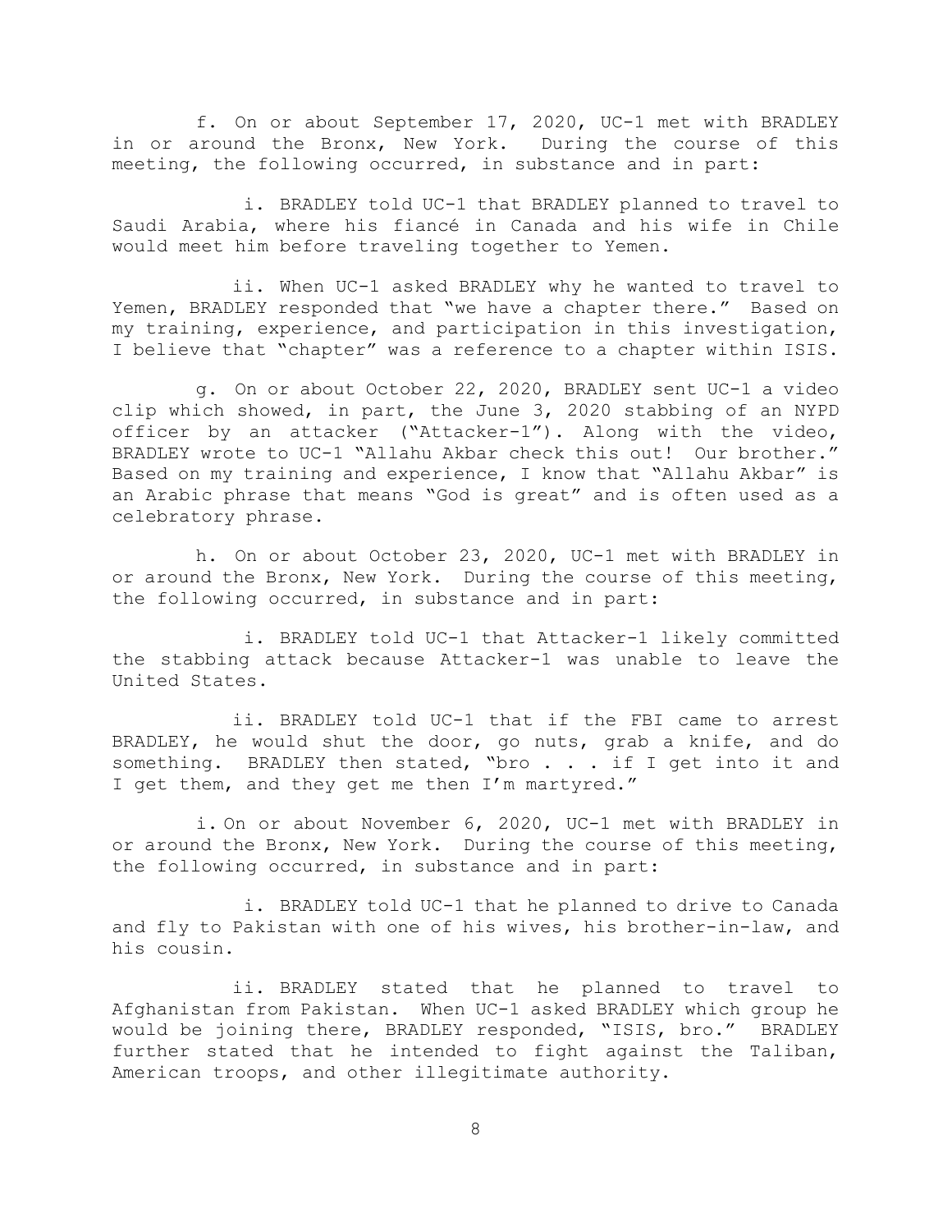f. On or about September 17, 2020, UC-1 met with BRADLEY in or around the Bronx, New York. During the course of this meeting, the following occurred, in substance and in part:

i. BRADLEY told UC-1 that BRADLEY planned to travel to Saudi Arabia, where his fiancé in Canada and his wife in Chile would meet him before traveling together to Yemen.

ii. When UC-1 asked BRADLEY why he wanted to travel to Yemen, BRADLEY responded that "we have a chapter there." Based on my training, experience, and participation in this investigation, I believe that "chapter" was a reference to a chapter within ISIS.

g. On or about October 22, 2020, BRADLEY sent UC-1 a video clip which showed, in part, the June 3, 2020 stabbing of an NYPD officer by an attacker ("Attacker-1"). Along with the video, BRADLEY wrote to UC-1 "Allahu Akbar check this out! Our brother." Based on my training and experience, I know that "Allahu Akbar" is an Arabic phrase that means "God is great" and is often used as a celebratory phrase.

h. On or about October 23, 2020, UC-1 met with BRADLEY in or around the Bronx, New York. During the course of this meeting, the following occurred, in substance and in part:

i. BRADLEY told UC-1 that Attacker-1 likely committed the stabbing attack because Attacker-1 was unable to leave the United States.

ii. BRADLEY told UC-1 that if the FBI came to arrest BRADLEY, he would shut the door, go nuts, grab a knife, and do something. BRADLEY then stated, "bro . . . if I get into it and I get them, and they get me then I'm martyred."

i. On or about November 6, 2020, UC-1 met with BRADLEY in or around the Bronx, New York. During the course of this meeting, the following occurred, in substance and in part:

i. BRADLEY told UC-1 that he planned to drive to Canada and fly to Pakistan with one of his wives, his brother-in-law, and his cousin.

ii. BRADLEY stated that he planned to travel to Afghanistan from Pakistan. When UC-1 asked BRADLEY which group he would be joining there, BRADLEY responded, "ISIS, bro." BRADLEY further stated that he intended to fight against the Taliban, American troops, and other illegitimate authority.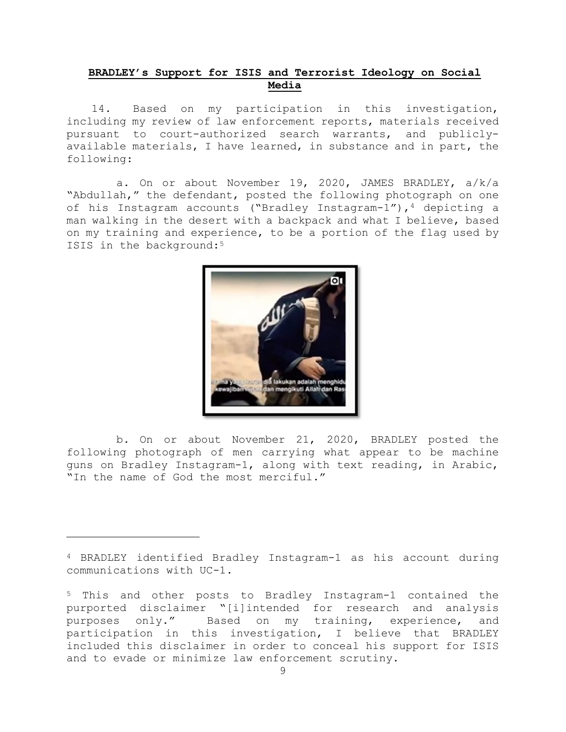**BRADLEY's Support for ISIS and Terrorist Ideology on Social Media**

14. Based on my participation in this investigation, including my review of law enforcement reports, materials received pursuant to court-authorized search warrants, and publicly-available materials, I have learned, in substance and in part, the following:

a. On or about November 19, 2020, JAMES BRADLEY, a/k/a "Abdullah," the defendant, posted the following photograph on one of his Instagram accounts ("Bradley Instagram-1"),[4] depicting a man walking in the desert with a backpack and what I believe, based on my training and experience, to be a portion of the flag used by ISIS in the background:[5]

b. On or about November 21, 2020, BRADLEY posted the following photograph of men carrying what appear to be machine guns on Bradley Instagram-1, along with text reading, in Arabic, "In the name of God the most merciful."

---

[4] BRADLEY identified Bradley Instagram-1 as his account during communications with UC-1.

[5] This and other posts to Bradley Instagram-1 contained the purported disclaimer "[i]intended for research and analysis purposes only." Based on my training, experience, and participation in this investigation, I believe that BRADLEY included this disclaimer in order to conceal his support for ISIS and to evade or minimize law enforcement scrutiny.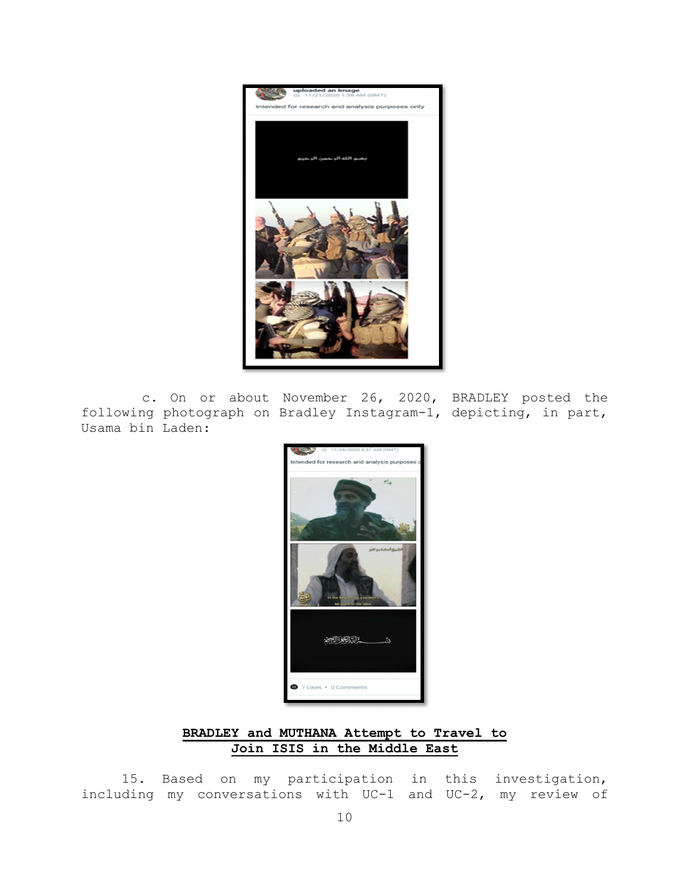c. On or about November 26, 2020, BRADLEY posted the following photograph on Bradley Instagram-1, depicting, in part, Usama bin Laden:

**BRADLEY and MUTHANA Attempt to Travel to Join ISIS in the Middle East**

15. Based on my participation in this investigation, including my conversations with UC-1 and UC-2, my review of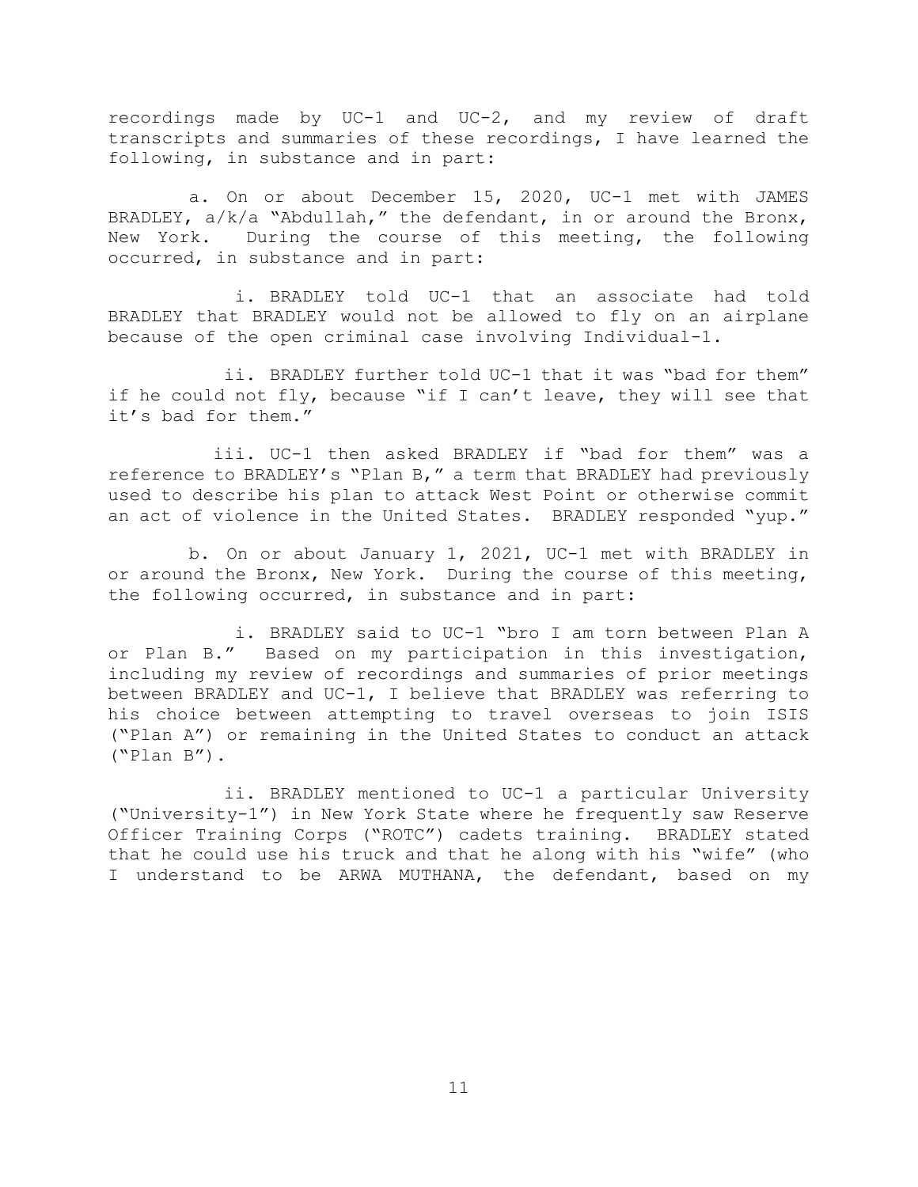recordings made by UC-1 and UC-2, and my review of draft transcripts and summaries of these recordings, I have learned the following, in substance and in part:

a. On or about December 15, 2020, UC-1 met with JAMES BRADLEY, a/k/a "Abdullah," the defendant, in or around the Bronx, New York. During the course of this meeting, the following occurred, in substance and in part:

i. BRADLEY told UC-1 that an associate had told BRADLEY that BRADLEY would not be allowed to fly on an airplane because of the open criminal case involving Individual-1.

ii. BRADLEY further told UC-1 that it was "bad for them" if he could not fly, because "if I can't leave, they will see that it's bad for them."

iii. UC-1 then asked BRADLEY if "bad for them" was a reference to BRADLEY's "Plan B," a term that BRADLEY had previously used to describe his plan to attack West Point or otherwise commit an act of violence in the United States. BRADLEY responded "yup."

b. On or about January 1, 2021, UC-1 met with BRADLEY in or around the Bronx, New York. During the course of this meeting, the following occurred, in substance and in part:

i. BRADLEY said to UC-1 "bro I am torn between Plan A or Plan B." Based on my participation in this investigation, including my review of recordings and summaries of prior meetings between BRADLEY and UC-1, I believe that BRADLEY was referring to his choice between attempting to travel overseas to join ISIS ("Plan A") or remaining in the United States to conduct an attack ("Plan B").

ii. BRADLEY mentioned to UC-1 a particular University ("University-1") in New York State where he frequently saw Reserve Officer Training Corps ("ROTC") cadets training. BRADLEY stated that he could use his truck and that he along with his "wife" (who I understand to be ARWA MUTHANA, the defendant, based on my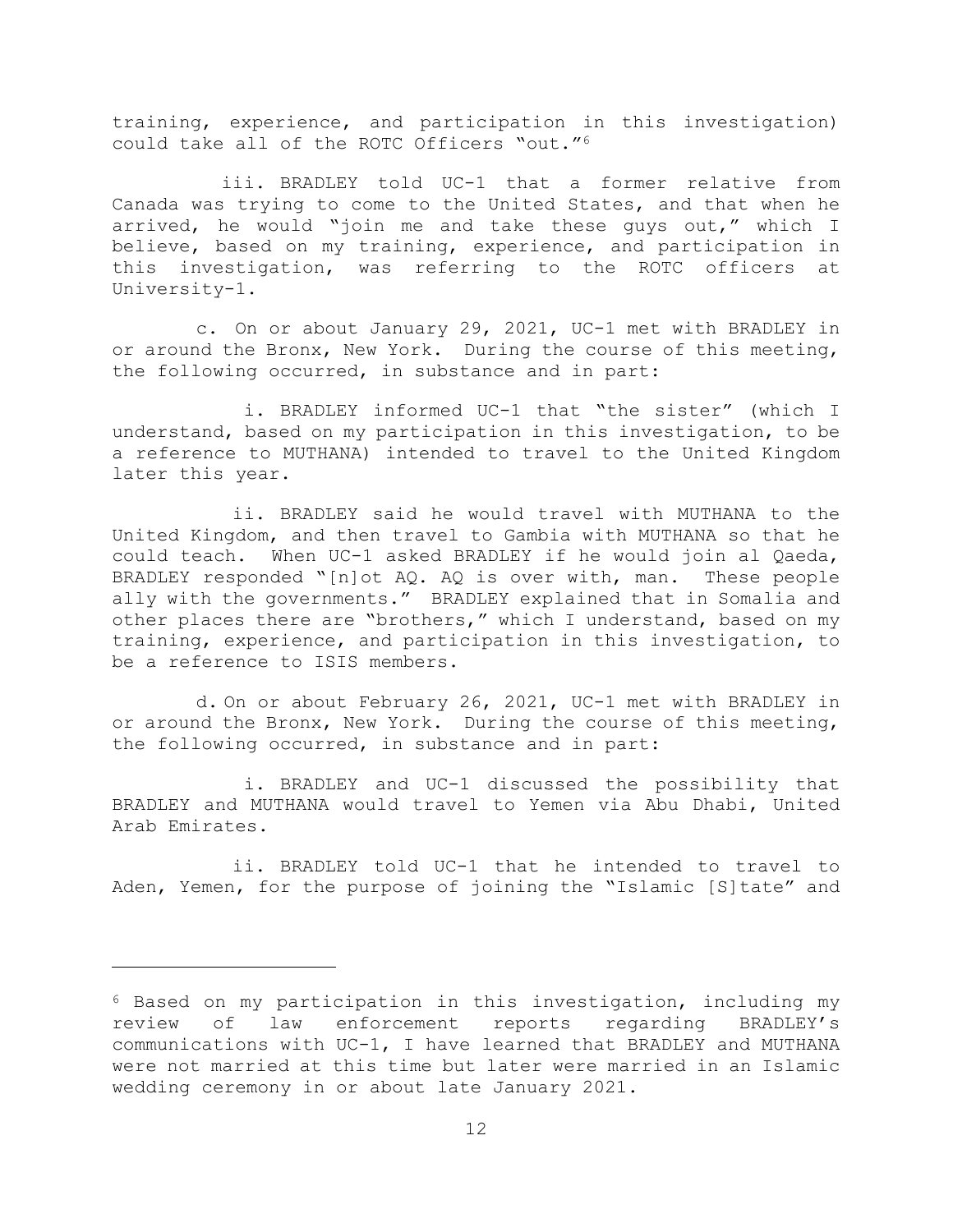training, experience, and participation in this investigation) could take all of the ROTC Officers "out."[6]

iii. BRADLEY told UC-1 that a former relative from Canada was trying to come to the United States, and that when he arrived, he would "join me and take these guys out," which I believe, based on my training, experience, and participation in this investigation, was referring to the ROTC officers at University-1.

c. On or about January 29, 2021, UC-1 met with BRADLEY in or around the Bronx, New York. During the course of this meeting, the following occurred, in substance and in part:

i. BRADLEY informed UC-1 that "the sister" (which I understand, based on my participation in this investigation, to be a reference to MUTHANA) intended to travel to the United Kingdom later this year.

ii. BRADLEY said he would travel with MUTHANA to the United Kingdom, and then travel to Gambia with MUTHANA so that he could teach. When UC-1 asked BRADLEY if he would join al Qaeda, BRADLEY responded "[n]ot AQ. AQ is over with, man. These people ally with the governments." BRADLEY explained that in Somalia and other places there are "brothers," which I understand, based on my training, experience, and participation in this investigation, to be a reference to ISIS members.

d. On or about February 26, 2021, UC-1 met with BRADLEY in or around the Bronx, New York. During the course of this meeting, the following occurred, in substance and in part:

i. BRADLEY and UC-1 discussed the possibility that BRADLEY and MUTHANA would travel to Yemen via Abu Dhabi, United Arab Emirates.

ii. BRADLEY told UC-1 that he intended to travel to Aden, Yemen, for the purpose of joining the "Islamic [S]tate" and

---

[6] Based on my participation in this investigation, including my review of law enforcement reports regarding BRADLEY's communications with UC-1, I have learned that BRADLEY and MUTHANA were not married at this time but later were married in an Islamic wedding ceremony in or about late January 2021.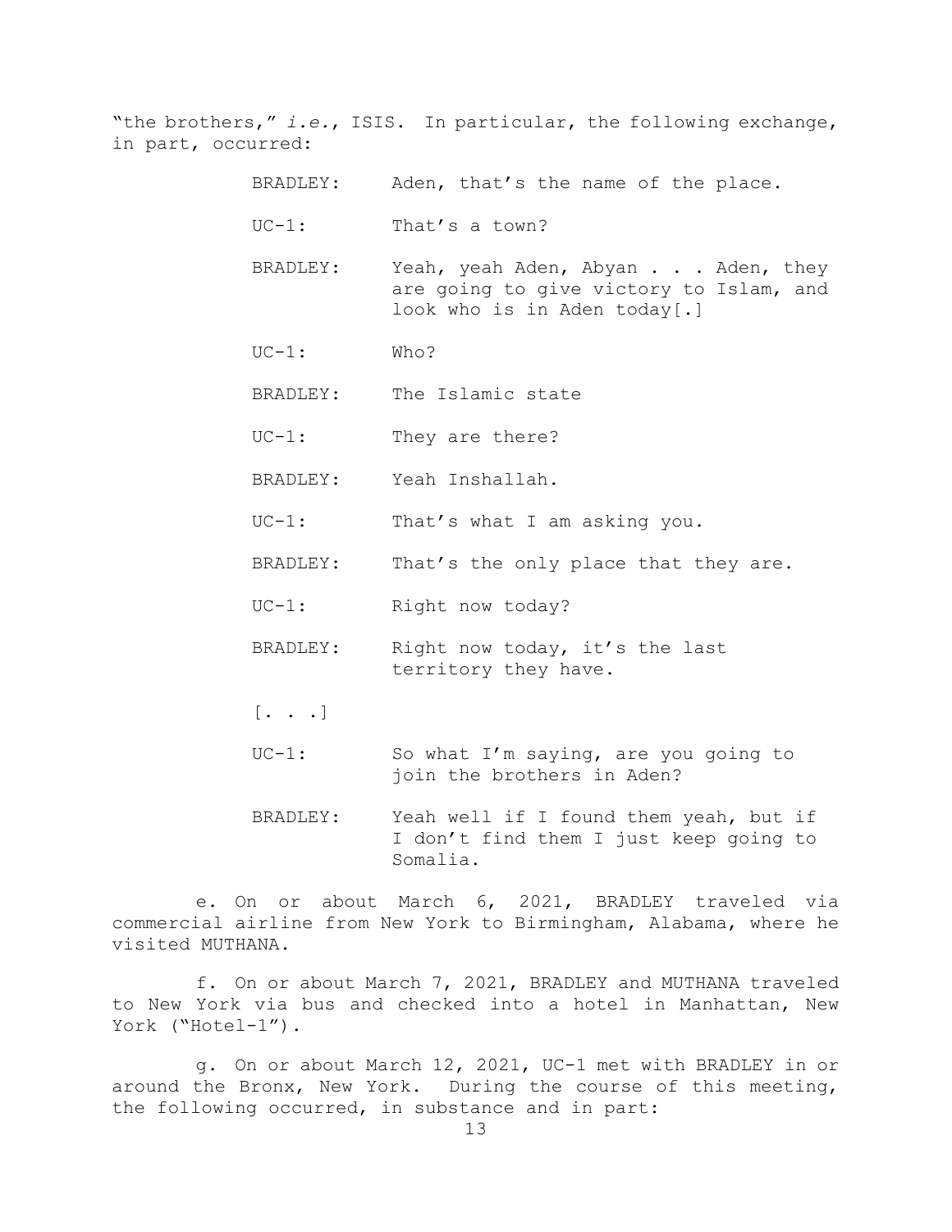"the brothers," *i.e.*, ISIS. In particular, the following exchange, in part, occurred:

| | |
|---|---|
| BRADLEY: | Aden, that's the name of the place. |
| UC-1: | That's a town? |
| BRADLEY: | Yeah, yeah Aden, Abyan . . . Aden, they are going to give victory to Islam, and look who is in Aden today[.] |
| UC-1: | Who? |
| BRADLEY: | The Islamic state |
| UC-1: | They are there? |
| BRADLEY: | Yeah Inshallah. |
| UC-1: | That's what I am asking you. |
| BRADLEY: | That's the only place that they are. |
| UC-1: | Right now today? |
| BRADLEY: | Right now today, it's the last territory they have. |
| [. . .] | |
| UC-1: | So what I'm saying, are you going to join the brothers in Aden? |
| BRADLEY: | Yeah well if I found them yeah, but if I don't find them I just keep going to Somalia. |

e. On or about March 6, 2021, BRADLEY traveled via commercial airline from New York to Birmingham, Alabama, where he visited MUTHANA.

f. On or about March 7, 2021, BRADLEY and MUTHANA traveled to New York via bus and checked into a hotel in Manhattan, New York ("Hotel-1").

g. On or about March 12, 2021, UC-1 met with BRADLEY in or around the Bronx, New York. During the course of this meeting, the following occurred, in substance and in part: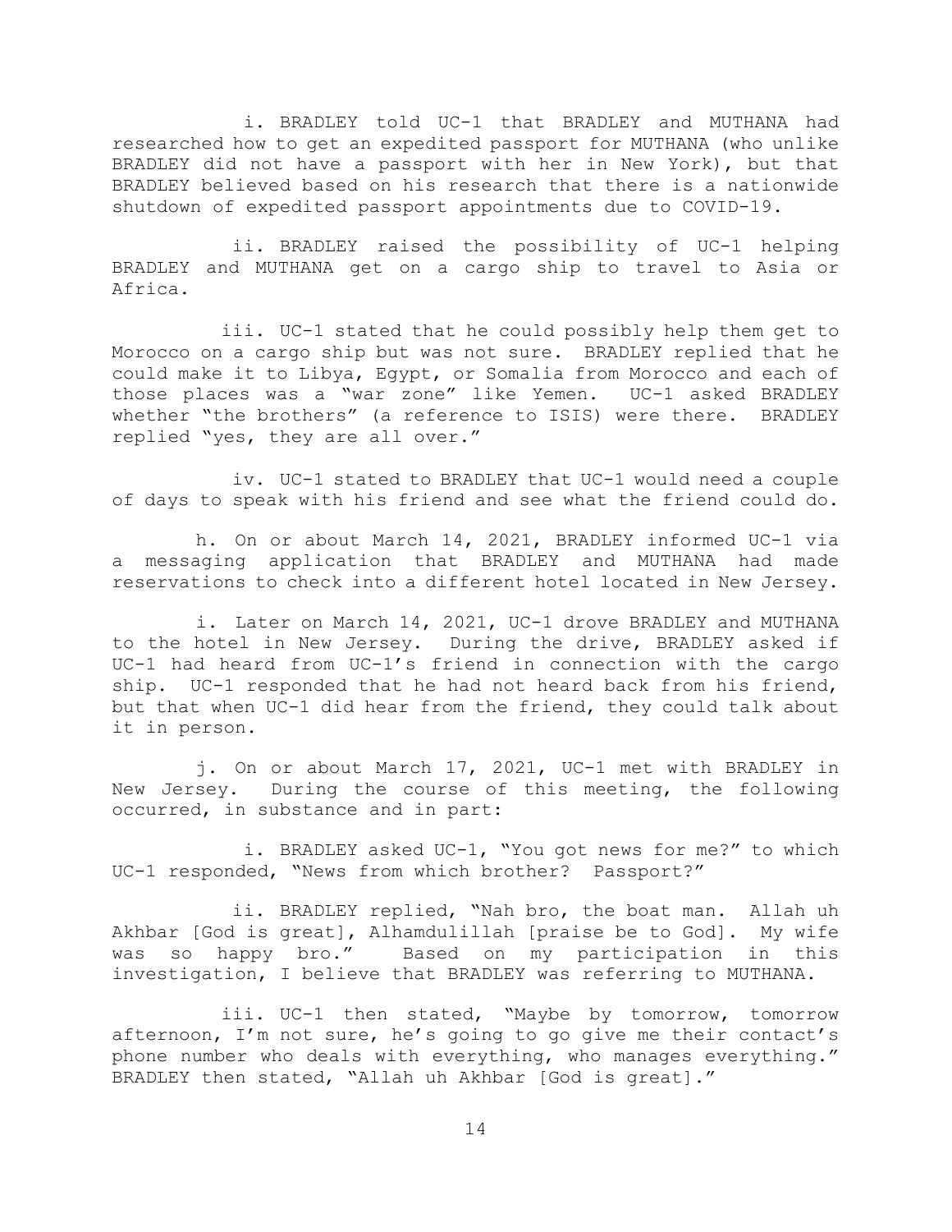i. BRADLEY told UC-1 that BRADLEY and MUTHANA had researched how to get an expedited passport for MUTHANA (who unlike BRADLEY did not have a passport with her in New York), but that BRADLEY believed based on his research that there is a nationwide shutdown of expedited passport appointments due to COVID-19.

ii. BRADLEY raised the possibility of UC-1 helping BRADLEY and MUTHANA get on a cargo ship to travel to Asia or Africa.

iii. UC-1 stated that he could possibly help them get to Morocco on a cargo ship but was not sure. BRADLEY replied that he could make it to Libya, "Egypt, or Somalia from Morocco and each of those places was a "war zone" like Yemen. UC-1 asked BRADLEY whether "the brothers" (a reference to ISIS) were there. BRADLEY replied "yes, they are all over."

iv. UC-1 stated to BRADLEY that UC-1 would need a couple of days to speak with his friend and see what the friend could do.

h. On or about March 14, 2021, BRADLEY informed UC-1 via a messaging application that BRADLEY and MUTHANA had made reservations to check into a different hotel located in New Jersey.

i. Later on March 14, 2021, UC-1 drove BRADLEY and MUTHANA to the hotel in New Jersey. During the drive, BRADLEY asked if UC-1 had heard from UC-1's friend in connection with the cargo ship. UC-1 responded that he had not heard back from his friend, but that when UC-1 did hear from the friend, they could talk about it in person.

j. On or about March 17, 2021, UC-1 met with BRADLEY in New Jersey. During the course of this meeting, the following occurred, in substance and in part:

i. BRADLEY asked UC-1, "You got news for me?" to which UC-1 responded, "News from which brother? Passport?"

ii. BRADLEY replied, "Nah bro, the boat man. Allah uh Akhbar [God is great], Alhamdulillah [praise be to God]. My wife was so happy bro." Based on my participation in this investigation, I believe that BRADLEY was referring to MUTHANA.

iii. UC-1 then stated, "Maybe by tomorrow, tomorrow afternoon, I'm not sure, he's going to go give me their contact's phone number who deals with everything, who manages everything." BRADLEY then stated, "Allah uh Akhbar [God is great]."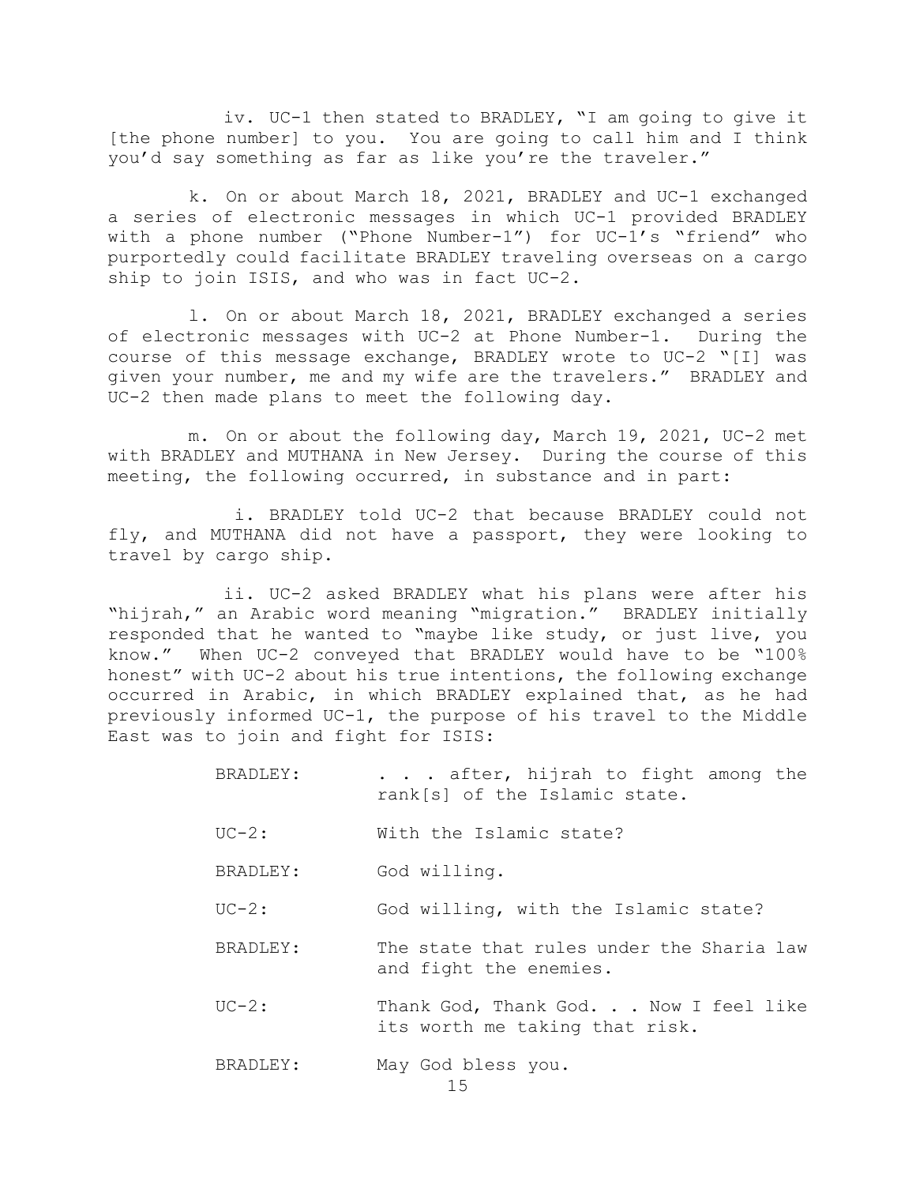iv. UC-1 then stated to BRADLEY, "I am going to give it [the phone number] to you. You are going to call him and I think you'd say something as far as like you're the traveler."

k. On or about March 18, 2021, BRADLEY and UC-1 exchanged a series of electronic messages in which UC-1 provided BRADLEY with a phone number ("Phone Number-1") for UC-1's "friend" who purportedly could facilitate BRADLEY traveling overseas on a cargo ship to join ISIS, and who was in fact UC-2.

l. On or about March 18, 2021, BRADLEY exchanged a series of electronic messages with UC-2 at Phone Number-1. During the course of this message exchange, BRADLEY wrote to UC-2 "[I] was given your number, me and my wife are the travelers." BRADLEY and UC-2 then made plans to meet the following day.

m. On or about the following day, March 19, 2021, UC-2 met with BRADLEY and MUTHANA in New Jersey. During the course of this meeting, the following occurred, in substance and in part:

i. BRADLEY told UC-2 that because BRADLEY could not fly, and MUTHANA did not have a passport, they were looking to travel by cargo ship.

ii. UC-2 asked BRADLEY what his plans were after his "hijrah," an Arabic word meaning "migration." BRADLEY initially responded that he wanted to "maybe like study, or just live, you know." When UC-2 conveyed that BRADLEY would have to be "100% honest" with UC-2 about his true intentions, the following exchange occurred in Arabic, in which BRADLEY explained that, as he had previously informed UC-1, the purpose of his travel to the Middle East was to join and fight for ISIS:

BRADLEY: . . . after, hijrah to fight among the rank[s] of the Islamic state.

UC-2: With the Islamic state?

BRADLEY: God willing.

UC-2: God willing, with the Islamic state?

BRADLEY: The state that rules under the Sharia law and fight the enemies.

UC-2: Thank God, Thank God. . . Now I feel like its worth me taking that risk.

BRADLEY: May God bless you.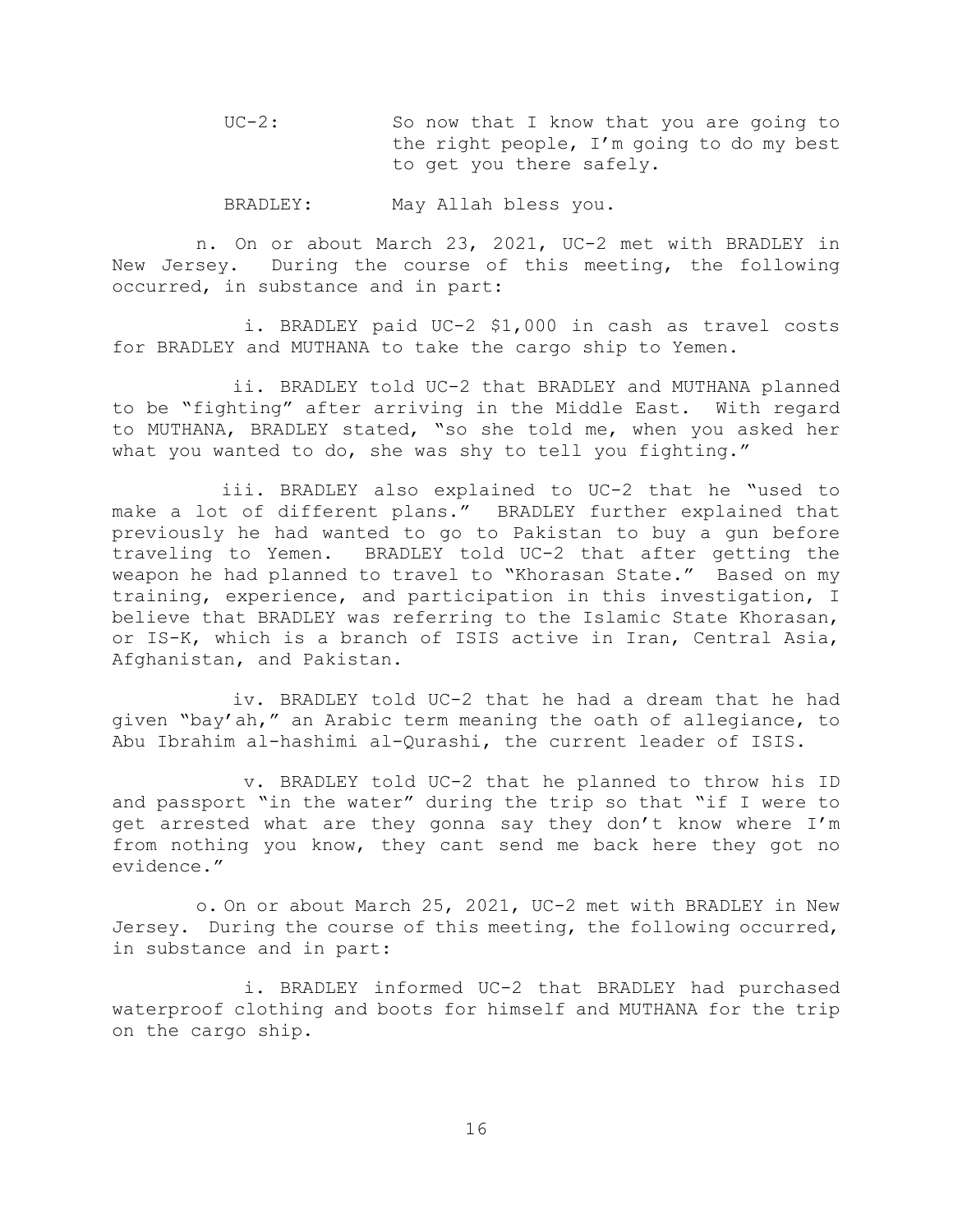UC-2: So now that I know that you are going to the right people, I'm going to do my best to get you there safely.

BRADLEY: May Allah bless you.

n. On or about March 23, 2021, UC-2 met with BRADLEY in New Jersey. During the course of this meeting, the following occurred, in substance and in part:

i. BRADLEY paid UC-2 $1,000 in cash as travel costs for BRADLEY and MUTHANA to take the cargo ship to Yemen.

ii. BRADLEY told UC-2 that BRADLEY and MUTHANA planned to be "fighting" after arriving in the Middle East. With regard to MUTHANA, BRADLEY stated, "so she told me, when you asked her what you wanted to do, she was shy to tell you fighting."

iii. BRADLEY also explained to UC-2 that he "used to make a lot of different plans." BRADLEY further explained that previously he had wanted to go to Pakistan to buy a gun before traveling to Yemen. BRADLEY told UC-2 that after getting the weapon he had planned to travel to "Khorasan State." Based on my training, experience, and participation in this investigation, I believe that BRADLEY was referring to the Islamic State Khorasan, or IS-K, which is a branch of ISIS active in Iran, Central Asia, Afghanistan, and Pakistan.

iv. BRADLEY told UC-2 that he had a dream that he had given "bay'ah," an Arabic term meaning the oath of allegiance, to Abu Ibrahim al-hashimi al-Qurashi, the current leader of ISIS.

v. BRADLEY told UC-2 that he planned to throw his ID and passport "in the water" during the trip so that "if I were to get arrested what are they gonna say they don't know where I'm from nothing you know, they cant send me back here they got no evidence."

o. On or about March 25, 2021, UC-2 met with BRADLEY in New Jersey. During the course of this meeting, the following occurred, in substance and in part:

i. BRADLEY informed UC-2 that BRADLEY had purchased waterproof clothing and boots for himself and MUTHANA for the trip on the cargo ship.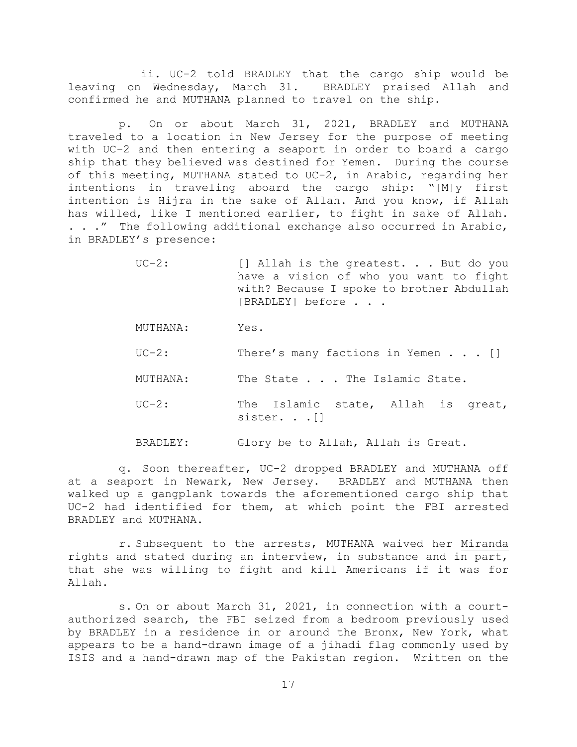ii. UC-2 told BRADLEY that the cargo ship would be leaving on Wednesday, March 31. BRADLEY praised Allah and confirmed he and MUTHANA planned to travel on the ship.

p. On or about March 31, 2021, BRADLEY and MUTHANA traveled to a location in New Jersey for the purpose of meeting with UC-2 and then entering a seaport in order to board a cargo ship that they believed was destined for Yemen. During the course of this meeting, MUTHANA stated to UC-2, in Arabic, regarding her intentions in traveling aboard the cargo ship: "[M]y first intention is Hijra in the sake of Allah. And you know, if Allah has willed, like I mentioned earlier, to fight in sake of Allah. . . ." The following additional exchange also occurred in Arabic, in BRADLEY's presence:

| | |
|---|---|
| UC-2: | [] Allah is the greatest. . . But do you have a vision of who you want to fight with? Because I spoke to brother Abdullah [BRADLEY] before . . . |
| MUTHANA: | Yes. |
| UC-2: | There's many factions in Yemen . . . [] |
| MUTHANA: | The State . . . The Islamic State. |
| UC-2: | The Islamic state, Allah is great, sister. . .[] |
| BRADLEY: | Glory be to Allah, Allah is Great. |

q. Soon thereafter, UC-2 dropped BRADLEY and MUTHANA off at a seaport in Newark, New Jersey. BRADLEY and MUTHANA then walked up a gangplank towards the aforementioned cargo ship that UC-2 had identified for them, at which point the FBI arrested BRADLEY and MUTHANA.

r. Subsequent to the arrests, MUTHANA waived her Miranda rights and stated during an interview, in substance and in part, that she was willing to fight and kill Americans if it was for Allah.

s. On or about March 31, 2021, in connection with a court-authorized search, the FBI seized from a bedroom previously used by BRADLEY in a residence in or around the Bronx, New York, what appears to be a hand-drawn image of a jihadi flag commonly used by ISIS and a hand-drawn map of the Pakistan region. Written on the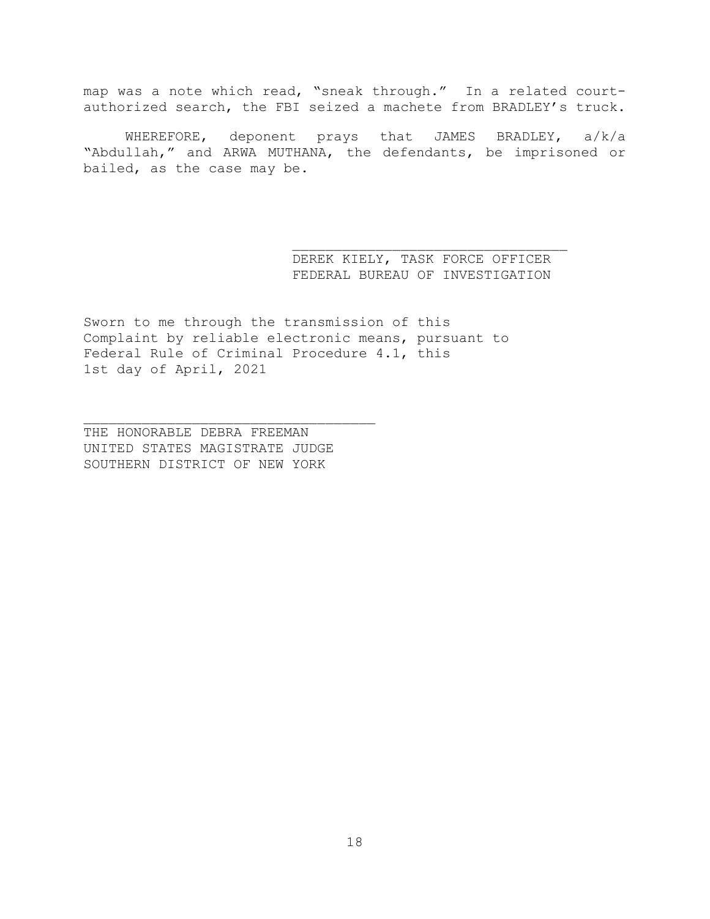map was a note which read, "sneak through." In a related court-authorized search, the FBI seized a machete from BRADLEY's truck.

WHEREFORE, deponent prays that JAMES BRADLEY, a/k/a "Abdullah," and ARWA MUTHANA, the defendants, be imprisoned or bailed, as the case may be.

\_\_\_\_\_\_\_\_\_\_\_\_\_\_\_\_\_\_\_\_\_\_\_\_\_\_\_\_\_\_\_\_\_\_\_

DEREK KIELY, TASK FORCE OFFICER
FEDERAL BUREAU OF INVESTIGATION

Sworn to me through the transmission of this Complaint by reliable electronic means, pursuant to Federal Rule of Criminal Procedure 4.1, this 1st day of April, 2021

\_\_\_\_\_\_\_\_\_\_\_\_\_\_\_\_\_\_\_\_\_\_\_\_\_\_\_\_\_\_\_\_\_\_\_

THE HONORABLE DEBRA FREEMAN
UNITED STATES MAGISTRATE JUDGE
SOUTHERN DISTRICT OF NEW YORK